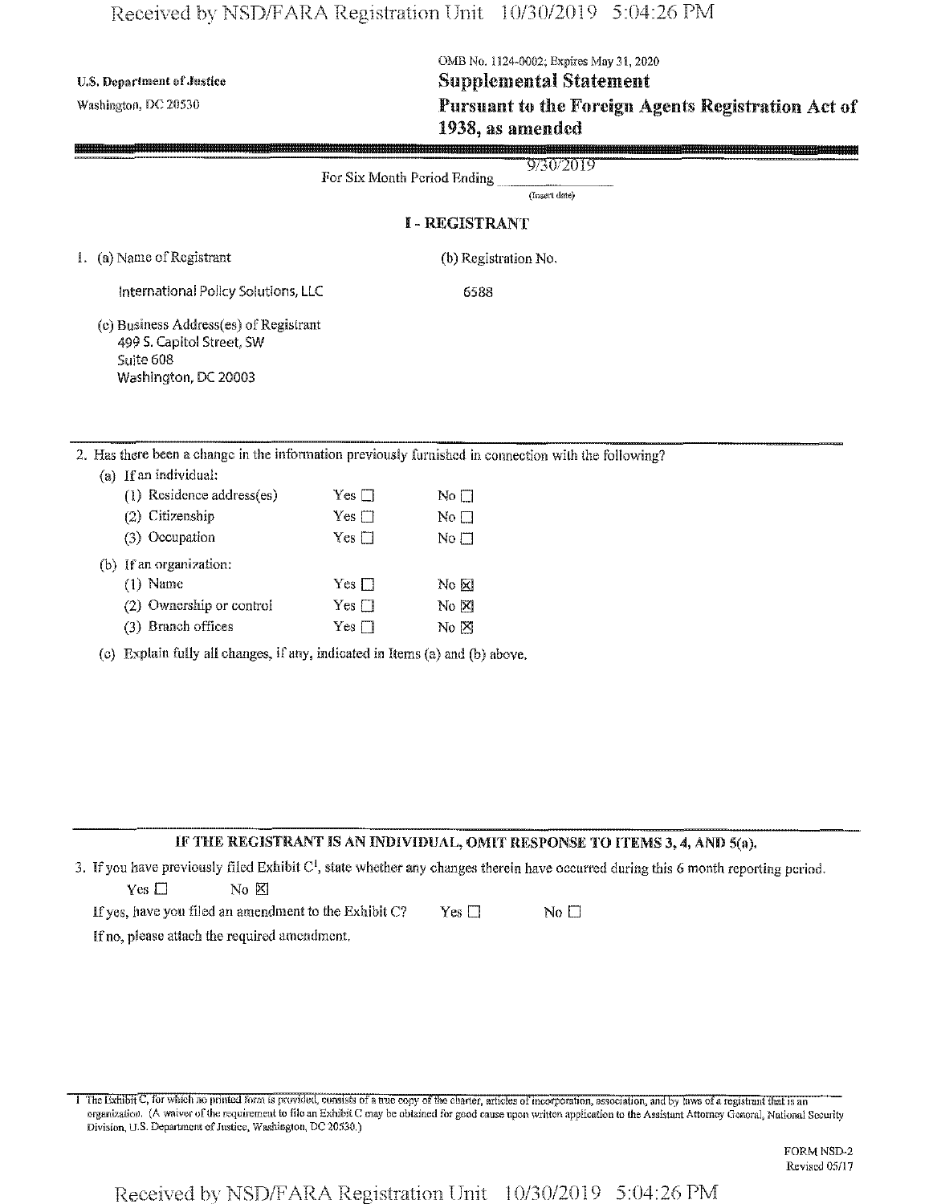U.S. Department of Justice
Washington, DC 20530

OMB No. 1124-0002; Expires May 31, 2020

# Supplemental Statement

# Pursuant to the Foreign Agents Registration Act of 1938, as amended

For Six Month Period Ending 9/30/2019
(Insert date)

## I - REGISTRANT

1. (a) Name of Registrant

   International Policy Solutions, LLC

   (b) Registration No.

   6588

   (c) Business Address(es) of Registrant

   499 S. Capitol Street, SW
   Suite 608
   Washington, DC 20003

2. Has there been a change in the information previously furnished in connection with the following?

   (a) If an individual:

   | | | |
   |---|---|---|
   | (1) Residence address(es) | Yes ☐ | No ☐ |
   | (2) Citizenship | Yes ☐ | No ☐ |
   | (3) Occupation | Yes ☐ | No ☐ |

   (b) If an organization:

   | | | |
   |---|---|---|
   | (1) Name | Yes ☐ | No ☒ |
   | (2) Ownership or control | Yes ☐ | No ☒ |
   | (3) Branch offices | Yes ☐ | No ☒ |

   (c) Explain fully all changes, if any, indicated in Items (a) and (b) above.

**IF THE REGISTRANT IS AN INDIVIDUAL, OMIT RESPONSE TO ITEMS 3, 4, AND 5(a).**

3. If you have previously filed Exhibit C[1], state whether any changes therein have occurred during this 6 month reporting period.

   Yes ☐ No ☒

   If yes, have you filed an amendment to the Exhibit C? Yes ☐ No ☐

   If no, please attach the required amendment.

[1] The Exhibit C, for which no printed form is provided, consists of a true copy of the charter, articles of incorporation, association, and by laws of a registrant that is an organization. (A waiver of the requirement to file an Exhibit C may be obtained for good cause upon written application to the Assistant Attorney General, National Security Division, U.S. Department of Justice, Washington, DC 20530.)

FORM NSD-2
Revised 05/17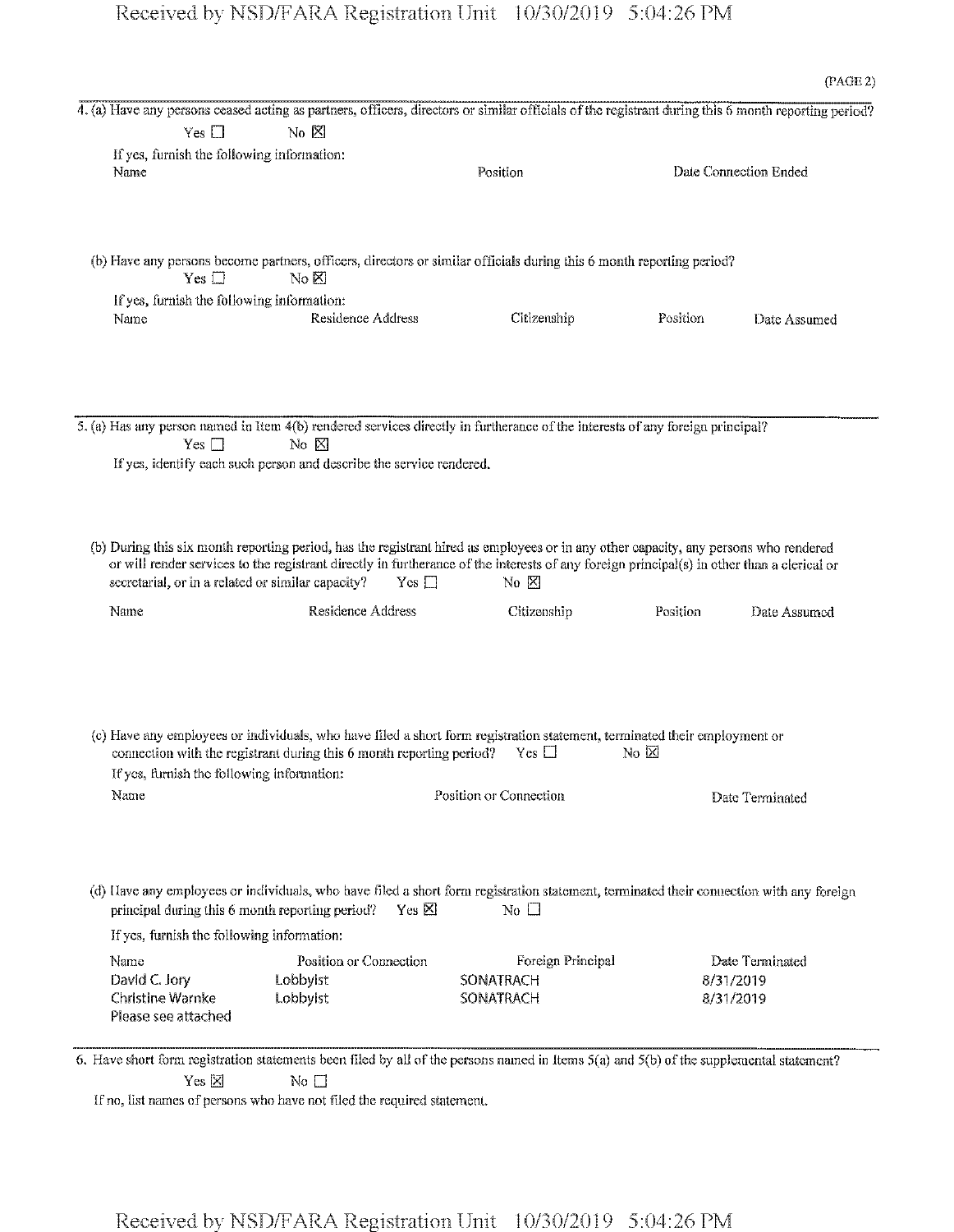(PAGE 2)

4. (a) Have any persons ceased acting as partners, officers, directors or similar officials of the registrant during this 6 month reporting period?

Yes ☐ No ☒

If yes, furnish the following information:

| Name | Position | Date Connection Ended |
|---|---|---|

(b) Have any persons become partners, officers, directors or similar officials during this 6 month reporting period?

Yes ☐ No ☒

If yes, furnish the following information:

| Name | Residence Address | Citizenship | Position | Date Assumed |
|---|---|---|---|---|

5. (a) Has any person named in Item 4(b) rendered services directly in furtherance of the interests of any foreign principal?

Yes ☐ No ☒

If yes, identify each such person and describe the service rendered.

(b) During this six month reporting period, has the registrant hired as employees or in any other capacity, any persons who rendered or will render services to the registrant directly in furtherance of the interests of any foreign principal(s) in other than a clerical or secretarial, or in a related or similar capacity? Yes ☐ No ☒

| Name | Residence Address | Citizenship | Position | Date Assumed |
|---|---|---|---|---|

(c) Have any employees or individuals, who have filed a short form registration statement, terminated their employment or connection with the registrant during this 6 month reporting period? Yes ☐ No ☒

If yes, furnish the following information:

| Name | Position or Connection | Date Terminated |
|---|---|---|

(d) Have any employees or individuals, who have filed a short form registration statement, terminated their connection with any foreign principal during this 6 month reporting period? Yes ☒ No ☐

If yes, furnish the following information:

| Name | Position or Connection | Foreign Principal | Date Terminated |
|---|---|---|---|
| David C. Jory | Lobbyist | SONATRACH | 8/31/2019 |
| Christine Warnke | Lobbyist | SONATRACH | 8/31/2019 |
| Please see attached | | | |

6. Have short form registration statements been filed by all of the persons named in Items 5(a) and 5(b) of the supplemental statement?

Yes ☒ No ☐

If no, list names of persons who have not filed the required statement.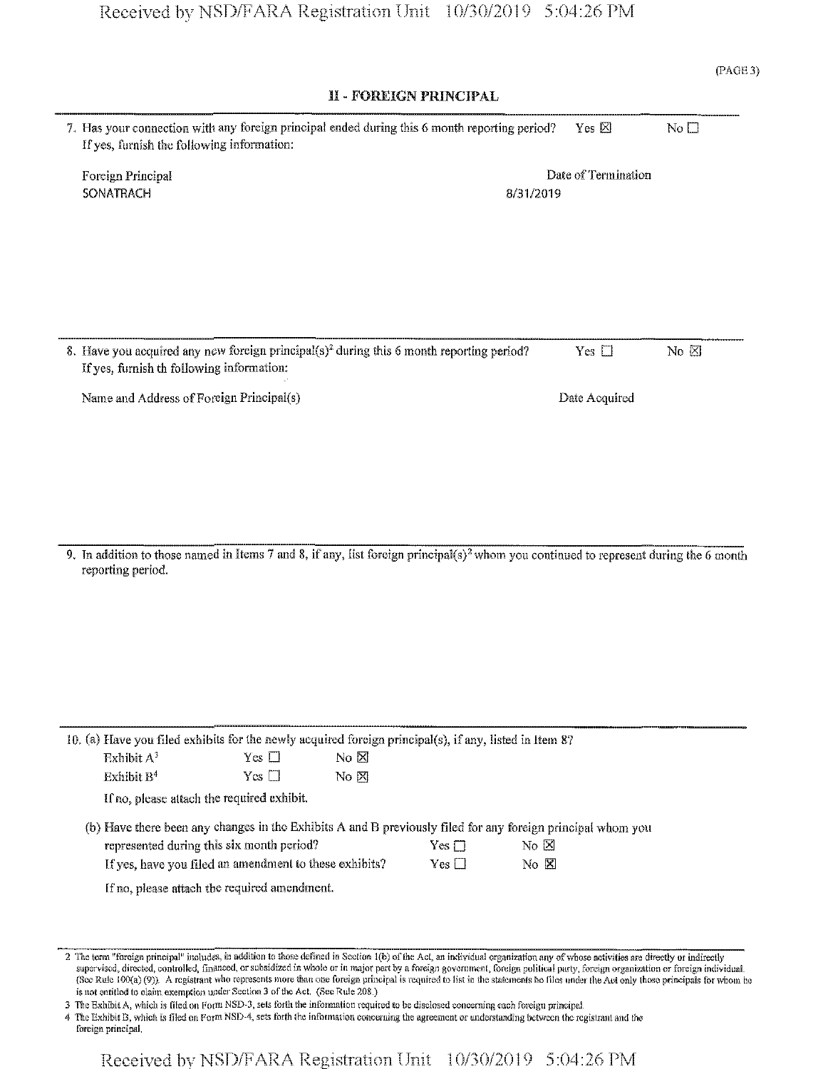(PAGE 3)

## II - FOREIGN PRINCIPAL

7. Has your connection with any foreign principal ended during this 6 month reporting period? Yes ☒ No ☐
   If yes, furnish the following information:

| Foreign Principal | Date of Termination |
|---|---|
| SONATRACH | 8/31/2019 |

8. Have you acquired any new foreign principal(s)[2] during this 6 month reporting period? Yes ☐ No ☒
   If yes, furnish th following information:

| Name and Address of Foreign Principal(s) | Date Acquired |
|---|---|

9. In addition to those named in Items 7 and 8, if any, list foreign principal(s)[2] whom you continued to represent during the 6 month reporting period.

10. (a) Have you filed exhibits for the newly acquired foreign principal(s), if any, listed in Item 8?
    Exhibit A[3] Yes ☐ No ☒
    Exhibit B[4] Yes ☐ No ☒
    If no, please attach the required exhibit.

    (b) Have there been any changes in the Exhibits A and B previously filed for any foreign principal whom you represented during this six month period? Yes ☐ No ☒
    If yes, have you filed an amendment to these exhibits? Yes ☐ No ☒
    If no, please attach the required amendment.

---

2 The term "foreign principal" includes, in addition to those defined in Section 1(b) of the Act, an individual organization any of whose activities are directly or indirectly supervised, directed, controlled, financed, or subsidized in whole or in major part by a foreign government, foreign political party, foreign organization or foreign individual. (See Rule 100(a) (9)). A registrant who represents more than one foreign principal is required to list in the statements he files under the Act only those principals for whom he is not entitled to claim exemption under Section 3 of the Act. (See Rule 208.)

3 The Exhibit A, which is filed on Form NSD-3, sets forth the information required to be disclosed concerning each foreign principal.

4 The Exhibit B, which is filed on Form NSD-4, sets forth the information concerning the agreement or understanding between the registrant and the foreign principal.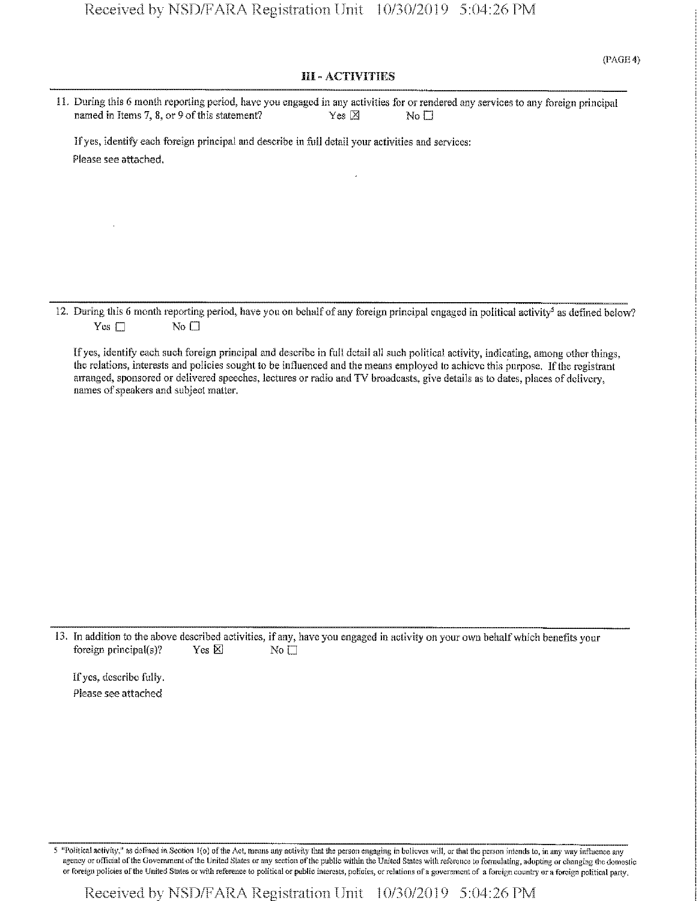(PAGE 4)

## III - ACTIVITIES

11. During this 6 month reporting period, have you engaged in any activities for or rendered any services to any foreign principal named in Items 7, 8, or 9 of this statement? Yes ☒ No ☐

If yes, identify each foreign principal and describe in full detail your activities and services:

Please see attached.

12. During this 6 month reporting period, have you on behalf of any foreign principal engaged in political activity[5] as defined below? Yes ☐ No ☐

If yes, identify each such foreign principal and describe in full detail all such political activity, indicating, among other things, the relations, interests and policies sought to be influenced and the means employed to achieve this purpose. If the registrant arranged, sponsored or delivered speeches, lectures or radio and TV broadcasts, give details as to dates, places of delivery, names of speakers and subject matter.

13. In addition to the above described activities, if any, have you engaged in activity on your own behalf which benefits your foreign principal(s)? Yes ☒ No ☐

If yes, describe fully.

Please see attached

5 "Political activity," as defined in Section 1(o) of the Act, means any activity that the person engaging in believes will, or that the person intends to, in any way influence any agency or official of the Government of the United States or any section of the public within the United States with reference to formulating, adopting or changing the domestic or foreign policies of the United States or with reference to political or public interests, policies, or relations of a government of a foreign country or a foreign political party.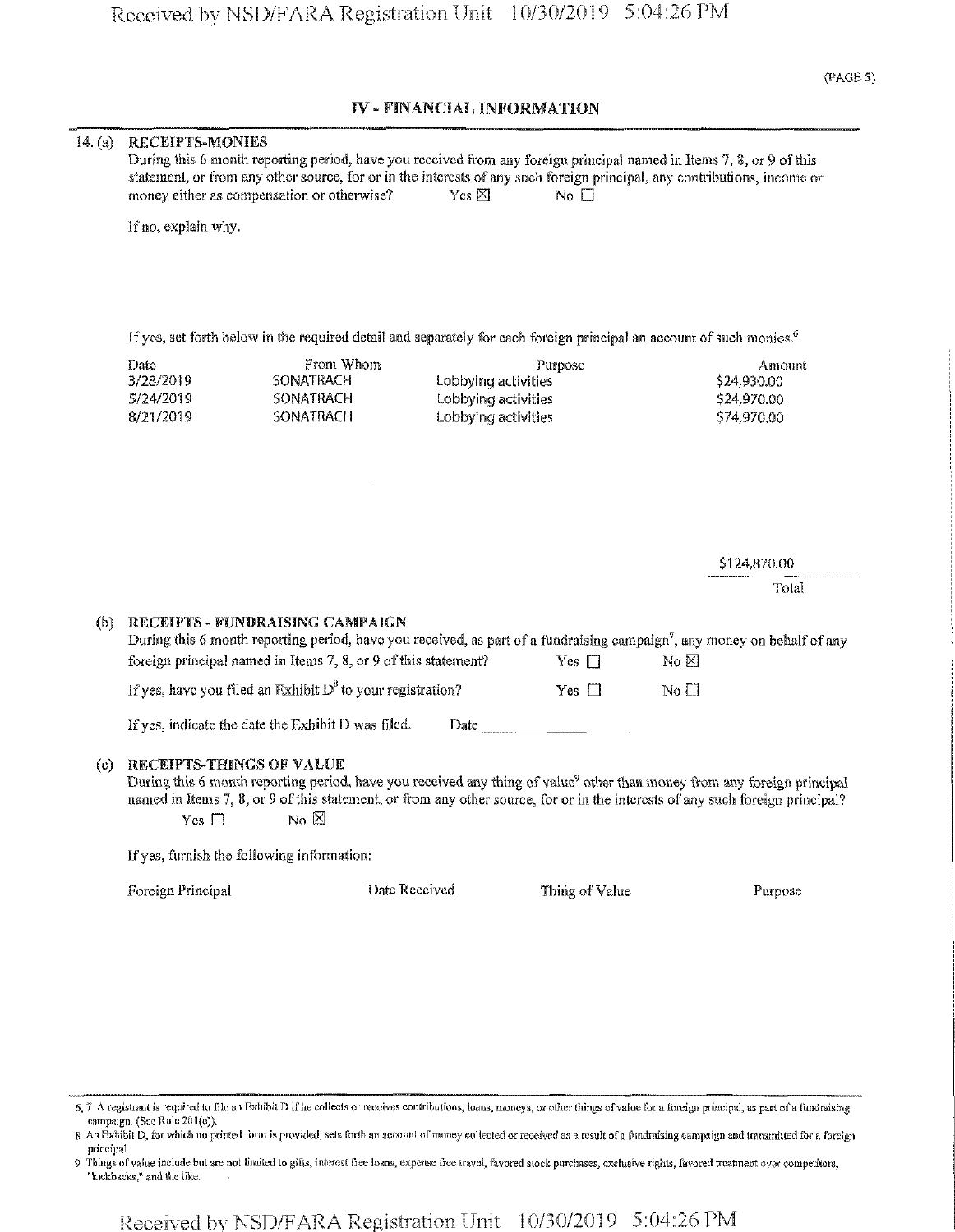## IV - FINANCIAL INFORMATION

14. (a) **RECEIPTS-MONIES**

During this 6 month reporting period, have you received from any foreign principal named in Items 7, 8, or 9 of this statement, or from any other source, for or in the interests of any such foreign principal, any contributions, income or money either as compensation or otherwise? Yes ☒ No ☐

If no, explain why.

If yes, set forth below in the required detail and separately for each foreign principal an account of such monies.[6]

| Date | From Whom | Purpose | Amount |
|---|---|---|---|
| 3/28/2019 | SONATRACH | Lobbying activities | $24,930.00 |
| 5/24/2019 | SONATRACH | Lobbying activities | $24,970.00 |
| 8/21/2019 | SONATRACH | Lobbying activities | $74,970.00 |
| | | Total | $124,870.00 |

(b) **RECEIPTS - FUNDRAISING CAMPAIGN**

During this 6 month reporting period, have you received, as part of a fundraising campaign[7], any money on behalf of any foreign principal named in Items 7, 8, or 9 of this statement? Yes ☐ No ☒

If yes, have you filed an Exhibit D[8] to your registration? Yes ☐ No ☐

If yes, indicate the date the Exhibit D was filed. Date ____________

(c) **RECEIPTS-THINGS OF VALUE**

During this 6 month reporting period, have you received any thing of value[9] other than money from any foreign principal named in Items 7, 8, or 9 of this statement, or from any other source, for or in the interests of any such foreign principal?

Yes ☐ No ☒

If yes, furnish the following information:

| Foreign Principal | Date Received | Thing of Value | Purpose |
|---|---|---|---|

---

6, 7 A registrant is required to file an Exhibit D if he collects or receives contributions, loans, moneys, or other things of value for a foreign principal, as part of a fundraising campaign. (See Rule 201(e)).

8 An Exhibit D, for which no printed form is provided, sets forth an account of money collected or received as a result of a fundraising campaign and transmitted for a foreign principal.

9 Things of value include but are not limited to gifts, interest free loans, expense free travel, favored stock purchases, exclusive rights, favored treatment over competitors, "kickbacks," and the like.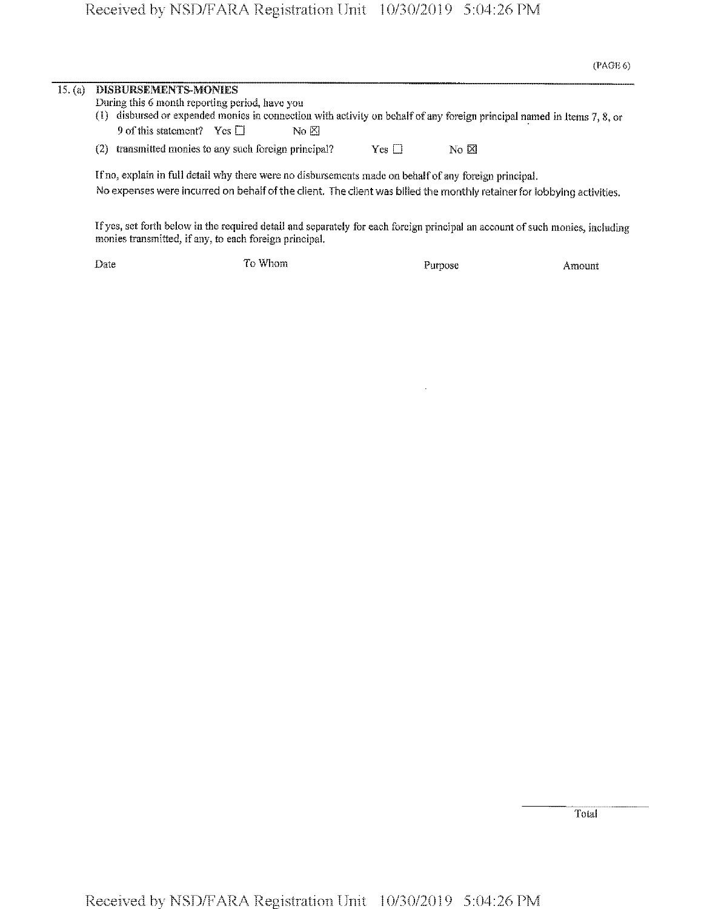(PAGE 6)

15. (a) **DISBURSEMENTS-MONIES**

During this 6 month reporting period, have you

(1) disbursed or expended monies in connection with activity on behalf of any foreign principal named in Items 7, 8, or 9 of this statement? Yes ☐ No ☒

(2) transmitted monies to any such foreign principal? Yes ☐ No ☒

If no, explain in full detail why there were no disbursements made on behalf of any foreign principal.

No expenses were incurred on behalf of the client. The client was billed the monthly retainer for lobbying activities.

If yes, set forth below in the required detail and separately for each foreign principal an account of such monies, including monies transmitted, if any, to each foreign principal.

| Date | To Whom | Purpose | Amount |
|---|---|---|---|
| | | | |
| | | Total | |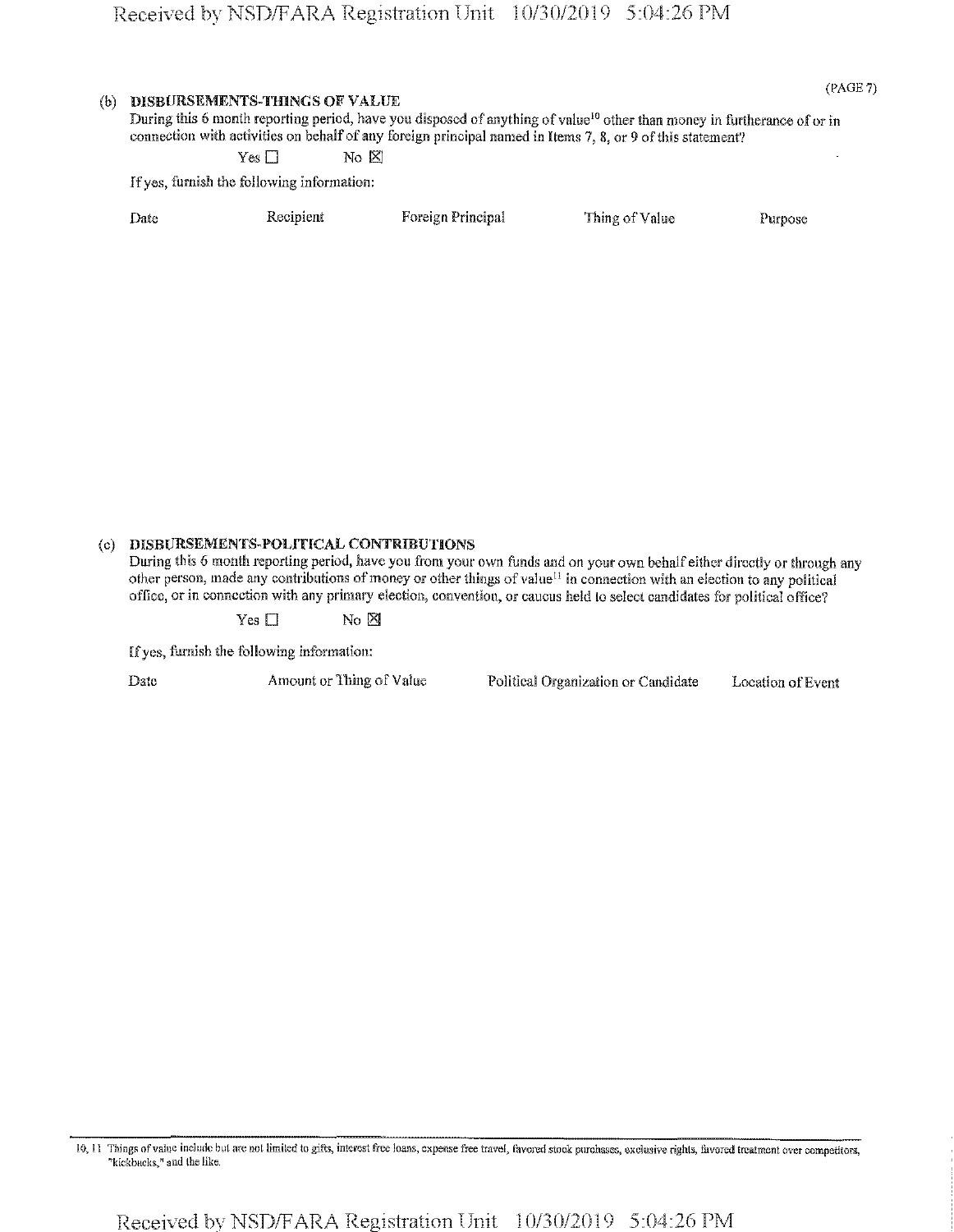(PAGE 7)

**(b) DISBURSEMENTS-THINGS OF VALUE**

During this 6 month reporting period, have you disposed of anything of value[10] other than money in furtherance of or in connection with activities on behalf of any foreign principal named in Items 7, 8, or 9 of this statement?

Yes ☐ No ☒

If yes, furnish the following information:

| Date | Recipient | Foreign Principal | Thing of Value | Purpose |
| --- | --- | --- | --- | --- |

**(c) DISBURSEMENTS-POLITICAL CONTRIBUTIONS**

During this 6 month reporting period, have you from your own funds and on your own behalf either directly or through any other person, made any contributions of money or other things of value[11] in connection with an election to any political office, or in connection with any primary election, convention, or caucus held to select candidates for political office?

Yes ☐ No ☒

If yes, furnish the following information:

| Date | Amount or Thing of Value | Political Organization or Candidate | Location of Event |
| --- | --- | --- | --- |

10, 11 Things of value include but are not limited to gifts, interest free loans, expense free travel, favored stock purchases, exclusive rights, favored treatment over competitors, "kickbacks," and the like.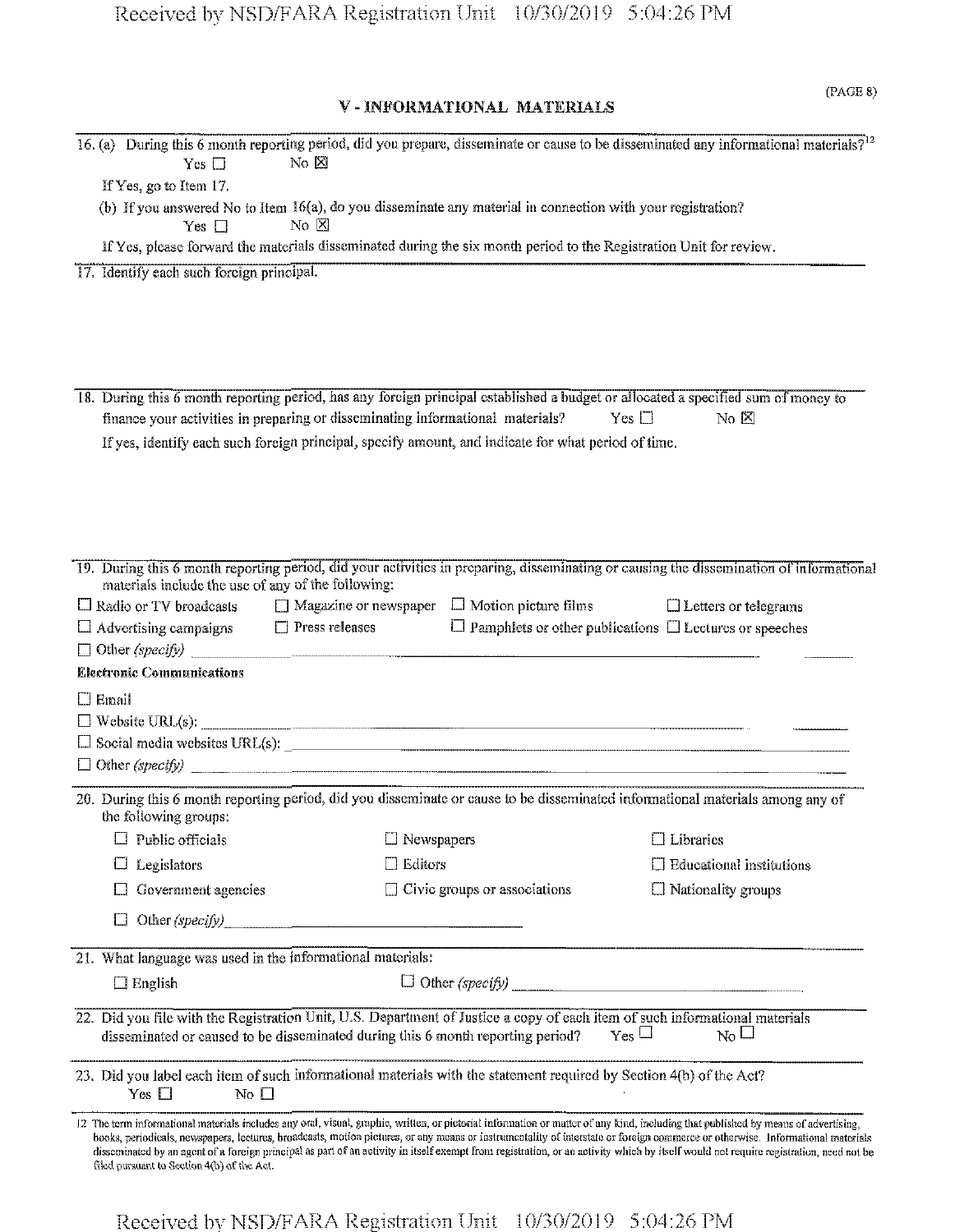## V - INFORMATIONAL MATERIALS

16. (a) During this 6 month reporting period, did you prepare, disseminate or cause to be disseminated any informational materials?[12]
    Yes ☐ No ☒
    If Yes, go to Item 17.
    (b) If you answered No to Item 16(a), do you disseminate any material in connection with your registration?
    Yes ☐ No ☒
    If Yes, please forward the materials disseminated during the six month period to the Registration Unit for review.

17. Identify each such foreign principal.

18. During this 6 month reporting period, has any foreign principal established a budget or allocated a specified sum of money to finance your activities in preparing or disseminating informational materials? Yes ☐ No ☒
    If yes, identify each such foreign principal, specify amount, and indicate for what period of time.

19. During this 6 month reporting period, did your activities in preparing, disseminating or causing the dissemination of informational materials include the use of any of the following:
    - ☐ Radio or TV broadcasts
    - ☐ Magazine or newspaper
    - ☐ Motion picture films
    - ☐ Letters or telegrams
    - ☐ Advertising campaigns
    - ☐ Press releases
    - ☐ Pamphlets or other publications
    - ☐ Lectures or speeches
    - ☐ Other *(specify)* ______

    **Electronic Communications**
    - ☐ Email
    - ☐ Website URL(s): ______
    - ☐ Social media websites URL(s): ______
    - ☐ Other *(specify)* ______

20. During this 6 month reporting period, did you disseminate or cause to be disseminated informational materials among any of the following groups:
    - ☐ Public officials
    - ☐ Newspapers
    - ☐ Libraries
    - ☐ Legislators
    - ☐ Editors
    - ☐ Educational institutions
    - ☐ Government agencies
    - ☐ Civic groups or associations
    - ☐ Nationality groups
    - ☐ Other *(specify)* ______

21. What language was used in the informational materials:
    - ☐ English
    - ☐ Other *(specify)* ______

22. Did you file with the Registration Unit, U.S. Department of Justice a copy of each item of such informational materials disseminated or caused to be disseminated during this 6 month reporting period? Yes ☐ No ☐

23. Did you label each item of such informational materials with the statement required by Section 4(b) of the Act?
    Yes ☐ No ☐

---

12 The term informational materials includes any oral, visual, graphic, written, or pictorial information or matter of any kind, including that published by means of advertising, books, periodicals, newspapers, lectures, broadcasts, motion pictures, or any means or instrumentality of interstate or foreign commerce or otherwise. Informational materials disseminated by an agent of a foreign principal as part of an activity in itself exempt from registration, or an activity which by itself would not require registration, need not be filed pursuant to Section 4(b) of the Act.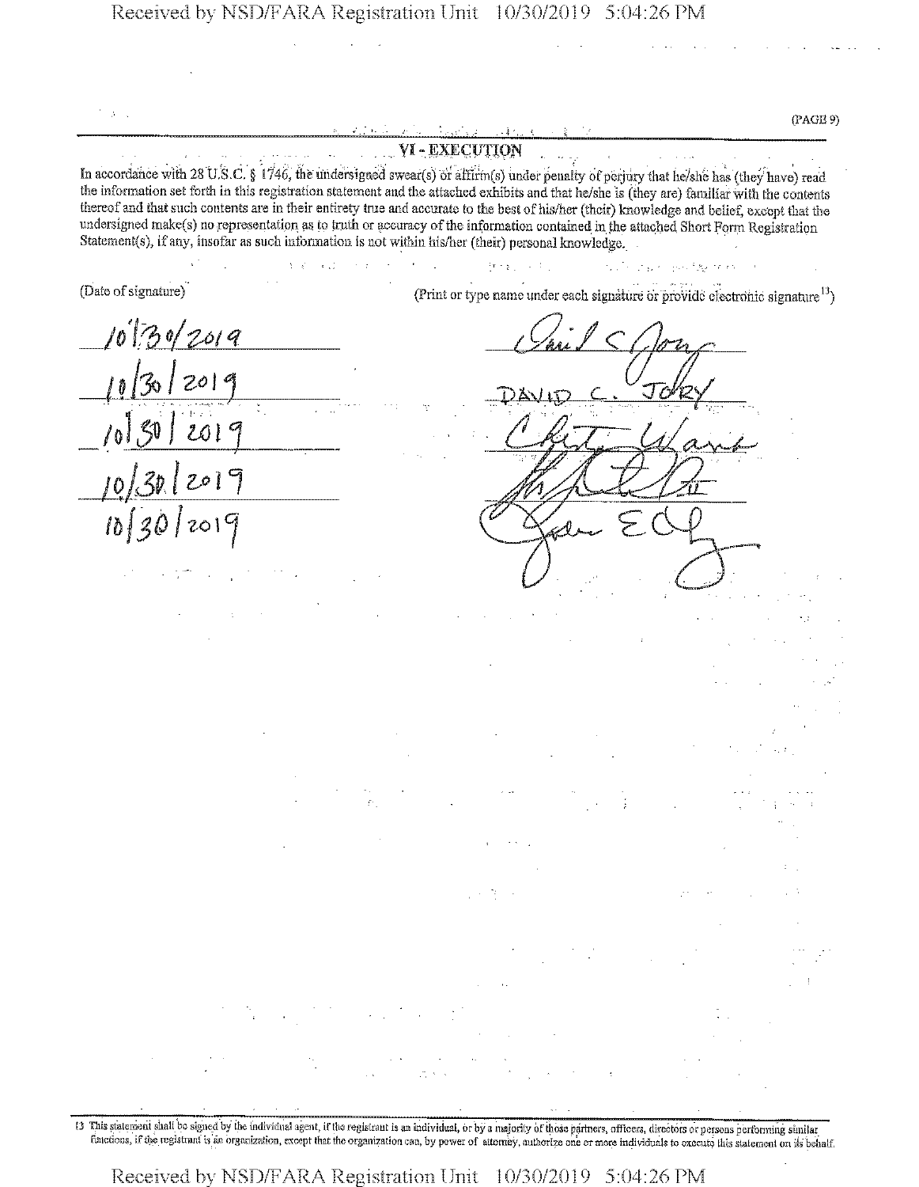## VI - EXECUTION

In accordance with 28 U.S.C. § 1746, the undersigned swear(s) or affirm(s) under penalty of perjury that he/she has (they have) read the information set forth in this registration statement and the attached exhibits and that he/she is (they are) familiar with the contents thereof and that such contents are in their entirety true and accurate to the best of his/her (their) knowledge and belief, except that the undersigned make(s) no representation as to truth or accuracy of the information contained in the attached Short Form Registration Statement(s), if any, insofar as such information is not within his/her (their) personal knowledge.

| (Date of signature) | (Print or type name under each signature or provide electronic signature[13]) |
|---|---|
| 10/30/2019 | *[signature]* |
| 10/30/2019 | DAVID C. JORY |
| 10/30/2019 | *[signature]* |
| 10/30/2019 | *[signature]* |
| 10/30/2019 | *[signature]* |

[13] This statement shall be signed by the individual agent, if the registrant is an individual, or by a majority of those partners, officers, directors or persons performing similar functions, if the registrant is an organization, except that the organization can, by power of attorney, authorize one or more individuals to execute this statement on its behalf.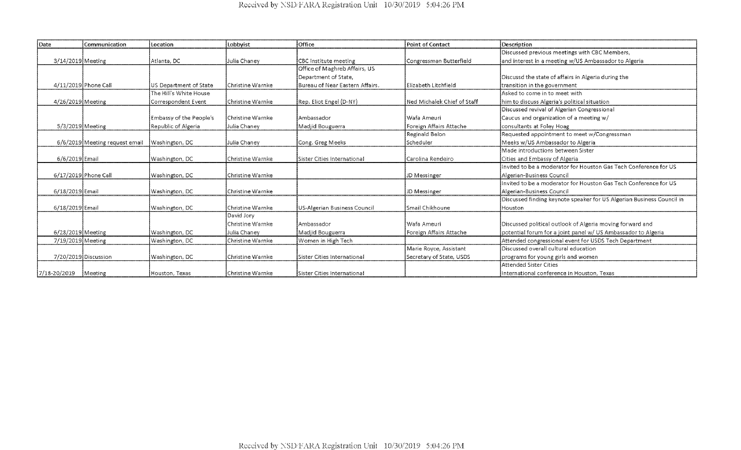| Date | Communication | Location | Lobbyist | Office | Point of Contact | Description |
| --- | --- | --- | --- | --- | --- | --- |
| 3/14/2019 | Meeting | Atlanta, DC | Julia Chaney | CBC Institute meeting | Congressman Butterfield | Discussed previous meetings with CBC Members, and interest in a meeting w/US Ambassador to Algeria |
| 4/11/2019 | Phone Call | US Department of State | Christine Warnke | Office of Maghreb Affairs, US Department of State, Bureau of Near Eastern Affairs. | Elizabeth Litchfield | Discussd the state of affairs in Algeria during the transition in the government |
| 4/26/2019 | Meeting | The Hill's White House Correspondent Event | Christine Warnke | Rep. Eliot Engel (D-NY) | Ned Michalek Chief of Staff | Asked to come in to meet with him to discuss Algeria's political situation |
| 5/3/2019 | Meeting | Embassy of the People's Republic of Algeria | Christine Warnke Julia Chaney | Ambassador Madjid Bouguerra | Wafa Ameuri Foreign Affairs Attache | Discussed revival of Algerian Congressional Caucus and organization of a meeting w/ consultants at Foley Hoag |
| 6/6/2019 | Meeting request email | Washington, DC | Julia Chaney | Cong. Greg Meeks | Reginald Belon Scheduler | Requested appointment to meet w/Congressman Meeks w/US Ambassador to Algeria |
| 6/6/2019 | Email | Washington, DC | Christine Warnke | Sister Cities International | Carolina Rendeiro | Made introductions between Sister Cities and Embassy of Algeria |
| 6/17/2019 | Phone Call | Washington, DC | Christine Warnke | | JD Messinger | Invited to be a moderator for Houston Gas Tech Conference for US Algerian-Business Council |
| 6/18/2019 | Email | Washington, DC | Christine Warnke | | JD Messinger | Invited to be a moderator for Houston Gas Tech Conference for US Algerian-Business Council |
| 6/18/2019 | Email | Washington, DC | Christine Warnke | US-Algerian Business Council | Smail Chikhoune | Discussed finding keynote speaker for US Algerian Business Council in Houston |
| 6/28/2019 | Meeting | Washington, DC | David Jory Christine Warnke Julia Chaney | Ambassador Madjid Bouguerra | Wafa Ameuri Foreign Affairs Attache | Discussed political outlook of Algeria moving forward and potential forum for a joint panel w/ US Ambassador to Algeria |
| 7/19/2019 | Meeting | Washington, DC | Christine Warnke | Women in High Tech | | Attended congressional event for USDS Tech Department |
| 7/20/2019 | Discussion | Washington, DC | Christine Warnke | Sister Cities International | Marie Royce, Assistant Secretary of State, USDS | Discussed overall cultural education programs for young girls and women |
| 7/18-20/2019 | Meeting | Houston, Texas | Christine Warnke | Sister Cities International | | Attended Sister Cities International conference in Houston, Texas |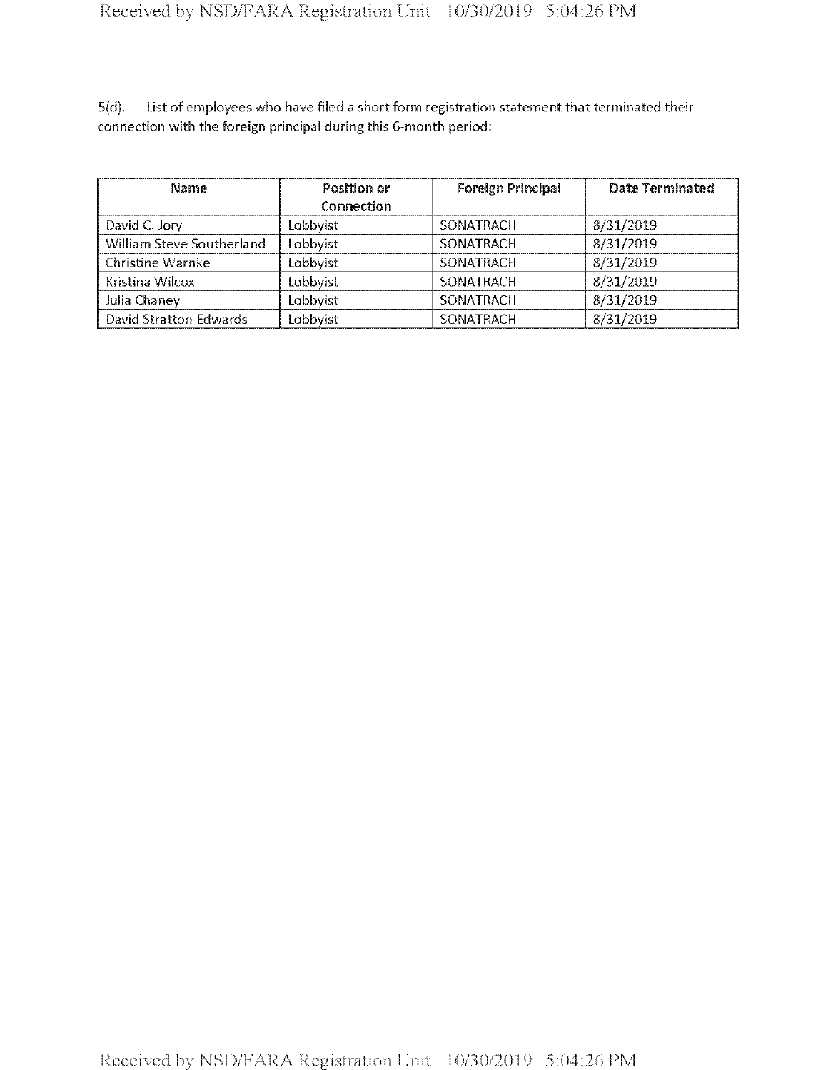5(d). List of employees who have filed a short form registration statement that terminated their connection with the foreign principal during this 6-month period:

| Name | Position or Connection | Foreign Principal | Date Terminated |
|---|---|---|---|
| David C. Jory | Lobbyist | SONATRACH | 8/31/2019 |
| William Steve Southerland | Lobbyist | SONATRACH | 8/31/2019 |
| Christine Warnke | Lobbyist | SONATRACH | 8/31/2019 |
| Kristina Wilcox | Lobbyist | SONATRACH | 8/31/2019 |
| Julia Chaney | Lobbyist | SONATRACH | 8/31/2019 |
| David Stratton Edwards | Lobbyist | SONATRACH | 8/31/2019 |